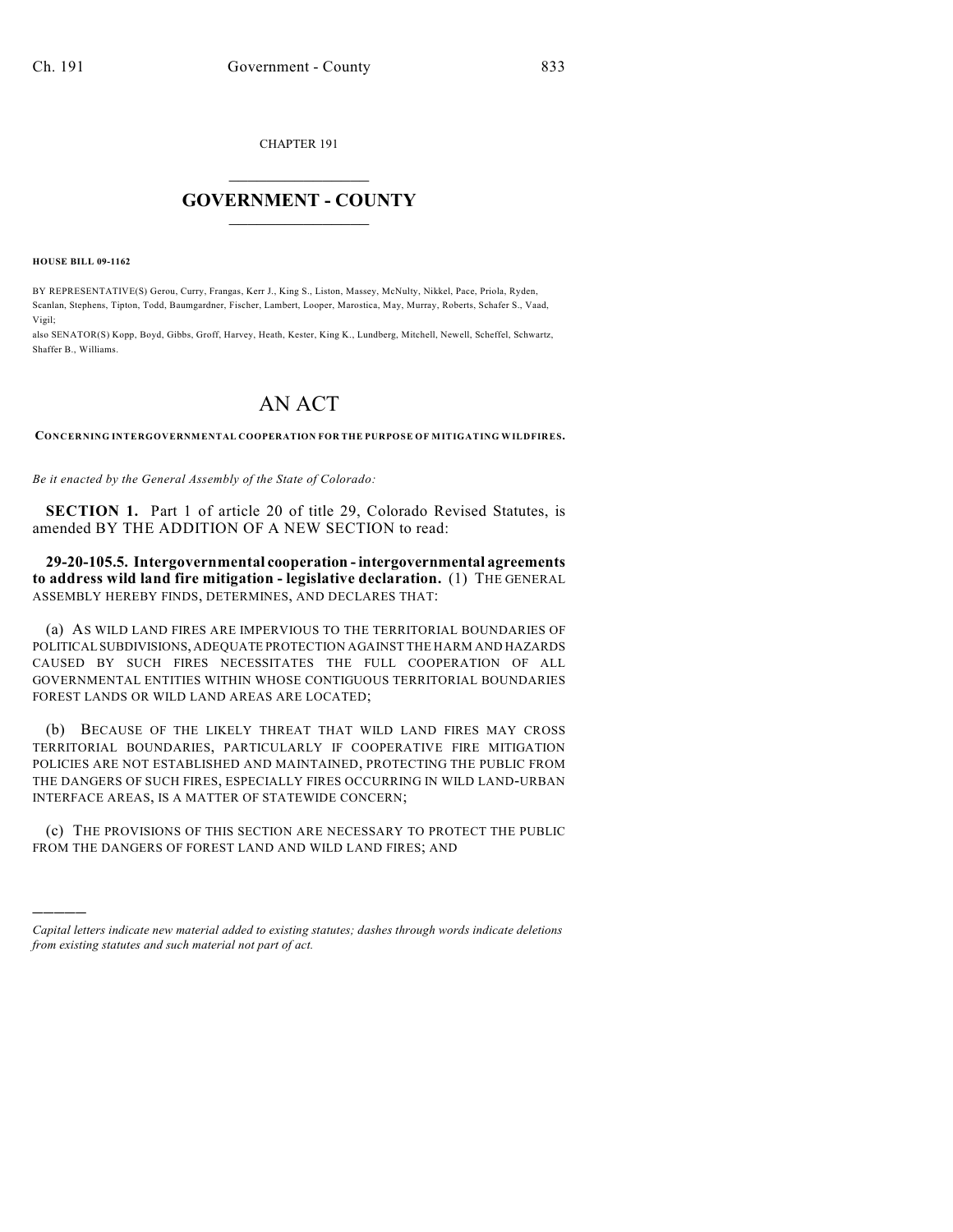CHAPTER 191

# GOVERNMENT - COUNTY

**HOUSE BILL 09-1162**

BY REPRESENTATIVE(S) Gerou, Curry, Frangas, Kerr J., King S., Liston, Massey, McNulty, Nikkel, Pace, Priola, Ryden, Scanlan, Stephens, Tipton, Todd, Baumgardner, Fischer, Lambert, Looper, Marostica, May, Murray, Roberts, Schafer S., Vaad, Vigil;
also SENATOR(S) Kopp, Boyd, Gibbs, Groff, Harvey, Heath, Kester, King K., Lundberg, Mitchell, Newell, Scheffel, Schwartz, Shaffer B., Williams.

# AN ACT

**CONCERNING INTERGOVERNMENTAL COOPERATION FOR THE PURPOSE OF MITIGATING WILDFIRES.**

*Be it enacted by the General Assembly of the State of Colorado:*

**SECTION 1.** Part 1 of article 20 of title 29, Colorado Revised Statutes, is amended BY THE ADDITION OF A NEW SECTION to read:

**29-20-105.5. Intergovernmental cooperation - intergovernmental agreements to address wild land fire mitigation - legislative declaration.** (1) THE GENERAL ASSEMBLY HEREBY FINDS, DETERMINES, AND DECLARES THAT:

(a) AS WILD LAND FIRES ARE IMPERVIOUS TO THE TERRITORIAL BOUNDARIES OF POLITICAL SUBDIVISIONS, ADEQUATE PROTECTION AGAINST THE HARM AND HAZARDS CAUSED BY SUCH FIRES NECESSITATES THE FULL COOPERATION OF ALL GOVERNMENTAL ENTITIES WITHIN WHOSE CONTIGUOUS TERRITORIAL BOUNDARIES FOREST LANDS OR WILD LAND AREAS ARE LOCATED;

(b) BECAUSE OF THE LIKELY THREAT THAT WILD LAND FIRES MAY CROSS TERRITORIAL BOUNDARIES, PARTICULARLY IF COOPERATIVE FIRE MITIGATION POLICIES ARE NOT ESTABLISHED AND MAINTAINED, PROTECTING THE PUBLIC FROM THE DANGERS OF SUCH FIRES, ESPECIALLY FIRES OCCURRING IN WILD LAND-URBAN INTERFACE AREAS, IS A MATTER OF STATEWIDE CONCERN;

(c) THE PROVISIONS OF THIS SECTION ARE NECESSARY TO PROTECT THE PUBLIC FROM THE DANGERS OF FOREST LAND AND WILD LAND FIRES; AND

———

*Capital letters indicate new material added to existing statutes; dashes through words indicate deletions from existing statutes and such material not part of act.*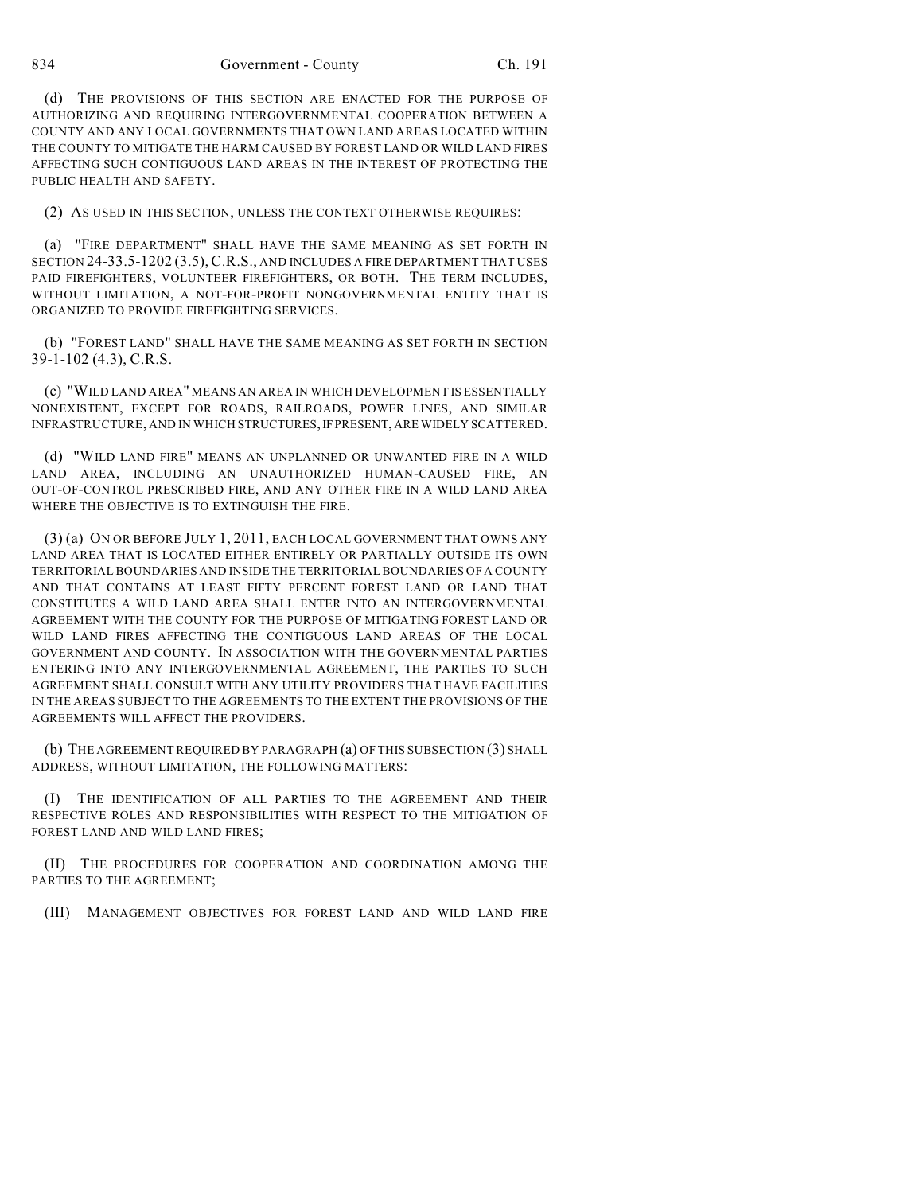(d) THE PROVISIONS OF THIS SECTION ARE ENACTED FOR THE PURPOSE OF AUTHORIZING AND REQUIRING INTERGOVERNMENTAL COOPERATION BETWEEN A COUNTY AND ANY LOCAL GOVERNMENTS THAT OWN LAND AREAS LOCATED WITHIN THE COUNTY TO MITIGATE THE HARM CAUSED BY FOREST LAND OR WILD LAND FIRES AFFECTING SUCH CONTIGUOUS LAND AREAS IN THE INTEREST OF PROTECTING THE PUBLIC HEALTH AND SAFETY.

(2) AS USED IN THIS SECTION, UNLESS THE CONTEXT OTHERWISE REQUIRES:

(a) "FIRE DEPARTMENT" SHALL HAVE THE SAME MEANING AS SET FORTH IN SECTION 24-33.5-1202 (3.5), C.R.S., AND INCLUDES A FIRE DEPARTMENT THAT USES PAID FIREFIGHTERS, VOLUNTEER FIREFIGHTERS, OR BOTH. THE TERM INCLUDES, WITHOUT LIMITATION, A NOT-FOR-PROFIT NONGOVERNMENTAL ENTITY THAT IS ORGANIZED TO PROVIDE FIREFIGHTING SERVICES.

(b) "FOREST LAND" SHALL HAVE THE SAME MEANING AS SET FORTH IN SECTION 39-1-102 (4.3), C.R.S.

(c) "WILD LAND AREA" MEANS AN AREA IN WHICH DEVELOPMENT IS ESSENTIALLY NONEXISTENT, EXCEPT FOR ROADS, RAILROADS, POWER LINES, AND SIMILAR INFRASTRUCTURE, AND IN WHICH STRUCTURES, IF PRESENT, ARE WIDELY SCATTERED.

(d) "WILD LAND FIRE" MEANS AN UNPLANNED OR UNWANTED FIRE IN A WILD LAND AREA, INCLUDING AN UNAUTHORIZED HUMAN-CAUSED FIRE, AN OUT-OF-CONTROL PRESCRIBED FIRE, AND ANY OTHER FIRE IN A WILD LAND AREA WHERE THE OBJECTIVE IS TO EXTINGUISH THE FIRE.

(3) (a) ON OR BEFORE JULY 1, 2011, EACH LOCAL GOVERNMENT THAT OWNS ANY LAND AREA THAT IS LOCATED EITHER ENTIRELY OR PARTIALLY OUTSIDE ITS OWN TERRITORIAL BOUNDARIES AND INSIDE THE TERRITORIAL BOUNDARIES OF A COUNTY AND THAT CONTAINS AT LEAST FIFTY PERCENT FOREST LAND OR LAND THAT CONSTITUTES A WILD LAND AREA SHALL ENTER INTO AN INTERGOVERNMENTAL AGREEMENT WITH THE COUNTY FOR THE PURPOSE OF MITIGATING FOREST LAND OR WILD LAND FIRES AFFECTING THE CONTIGUOUS LAND AREAS OF THE LOCAL GOVERNMENT AND COUNTY. IN ASSOCIATION WITH THE GOVERNMENTAL PARTIES ENTERING INTO ANY INTERGOVERNMENTAL AGREEMENT, THE PARTIES TO SUCH AGREEMENT SHALL CONSULT WITH ANY UTILITY PROVIDERS THAT HAVE FACILITIES IN THE AREAS SUBJECT TO THE AGREEMENTS TO THE EXTENT THE PROVISIONS OF THE AGREEMENTS WILL AFFECT THE PROVIDERS.

(b) THE AGREEMENT REQUIRED BY PARAGRAPH (a) OF THIS SUBSECTION (3) SHALL ADDRESS, WITHOUT LIMITATION, THE FOLLOWING MATTERS:

(I) THE IDENTIFICATION OF ALL PARTIES TO THE AGREEMENT AND THEIR RESPECTIVE ROLES AND RESPONSIBILITIES WITH RESPECT TO THE MITIGATION OF FOREST LAND AND WILD LAND FIRES;

(II) THE PROCEDURES FOR COOPERATION AND COORDINATION AMONG THE PARTIES TO THE AGREEMENT;

(III) MANAGEMENT OBJECTIVES FOR FOREST LAND AND WILD LAND FIRE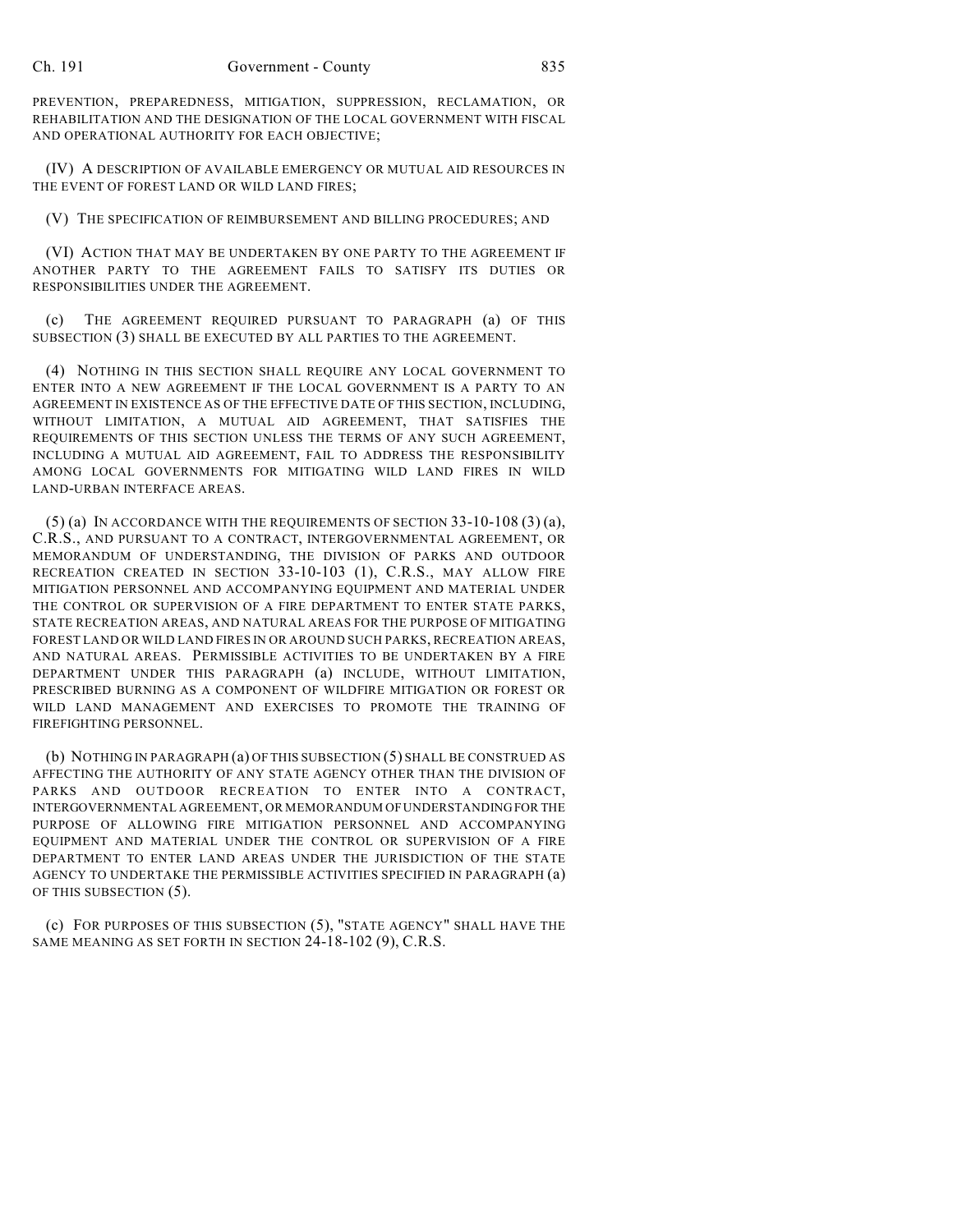PREVENTION, PREPAREDNESS, MITIGATION, SUPPRESSION, RECLAMATION, OR REHABILITATION AND THE DESIGNATION OF THE LOCAL GOVERNMENT WITH FISCAL AND OPERATIONAL AUTHORITY FOR EACH OBJECTIVE;

(IV) A DESCRIPTION OF AVAILABLE EMERGENCY OR MUTUAL AID RESOURCES IN THE EVENT OF FOREST LAND OR WILD LAND FIRES;

(V) THE SPECIFICATION OF REIMBURSEMENT AND BILLING PROCEDURES; AND

(VI) ACTION THAT MAY BE UNDERTAKEN BY ONE PARTY TO THE AGREEMENT IF ANOTHER PARTY TO THE AGREEMENT FAILS TO SATISFY ITS DUTIES OR RESPONSIBILITIES UNDER THE AGREEMENT.

(c) THE AGREEMENT REQUIRED PURSUANT TO PARAGRAPH (a) OF THIS SUBSECTION (3) SHALL BE EXECUTED BY ALL PARTIES TO THE AGREEMENT.

(4) NOTHING IN THIS SECTION SHALL REQUIRE ANY LOCAL GOVERNMENT TO ENTER INTO A NEW AGREEMENT IF THE LOCAL GOVERNMENT IS A PARTY TO AN AGREEMENT IN EXISTENCE AS OF THE EFFECTIVE DATE OF THIS SECTION, INCLUDING, WITHOUT LIMITATION, A MUTUAL AID AGREEMENT, THAT SATISFIES THE REQUIREMENTS OF THIS SECTION UNLESS THE TERMS OF ANY SUCH AGREEMENT, INCLUDING A MUTUAL AID AGREEMENT, FAIL TO ADDRESS THE RESPONSIBILITY AMONG LOCAL GOVERNMENTS FOR MITIGATING WILD LAND FIRES IN WILD LAND-URBAN INTERFACE AREAS.

(5) (a) IN ACCORDANCE WITH THE REQUIREMENTS OF SECTION 33-10-108 (3) (a), C.R.S., AND PURSUANT TO A CONTRACT, INTERGOVERNMENTAL AGREEMENT, OR MEMORANDUM OF UNDERSTANDING, THE DIVISION OF PARKS AND OUTDOOR RECREATION CREATED IN SECTION 33-10-103 (1), C.R.S., MAY ALLOW FIRE MITIGATION PERSONNEL AND ACCOMPANYING EQUIPMENT AND MATERIAL UNDER THE CONTROL OR SUPERVISION OF A FIRE DEPARTMENT TO ENTER STATE PARKS, STATE RECREATION AREAS, AND NATURAL AREAS FOR THE PURPOSE OF MITIGATING FOREST LAND OR WILD LAND FIRES IN OR AROUND SUCH PARKS, RECREATION AREAS, AND NATURAL AREAS. PERMISSIBLE ACTIVITIES TO BE UNDERTAKEN BY A FIRE DEPARTMENT UNDER THIS PARAGRAPH (a) INCLUDE, WITHOUT LIMITATION, PRESCRIBED BURNING AS A COMPONENT OF WILDFIRE MITIGATION OR FOREST OR WILD LAND MANAGEMENT AND EXERCISES TO PROMOTE THE TRAINING OF FIREFIGHTING PERSONNEL.

(b) NOTHING IN PARAGRAPH (a) OF THIS SUBSECTION (5) SHALL BE CONSTRUED AS AFFECTING THE AUTHORITY OF ANY STATE AGENCY OTHER THAN THE DIVISION OF PARKS AND OUTDOOR RECREATION TO ENTER INTO A CONTRACT, INTERGOVERNMENTAL AGREEMENT, OR MEMORANDUM OF UNDERSTANDING FOR THE PURPOSE OF ALLOWING FIRE MITIGATION PERSONNEL AND ACCOMPANYING EQUIPMENT AND MATERIAL UNDER THE CONTROL OR SUPERVISION OF A FIRE DEPARTMENT TO ENTER LAND AREAS UNDER THE JURISDICTION OF THE STATE AGENCY TO UNDERTAKE THE PERMISSIBLE ACTIVITIES SPECIFIED IN PARAGRAPH (a) OF THIS SUBSECTION (5).

(c) FOR PURPOSES OF THIS SUBSECTION (5), "STATE AGENCY" SHALL HAVE THE SAME MEANING AS SET FORTH IN SECTION 24-18-102 (9), C.R.S.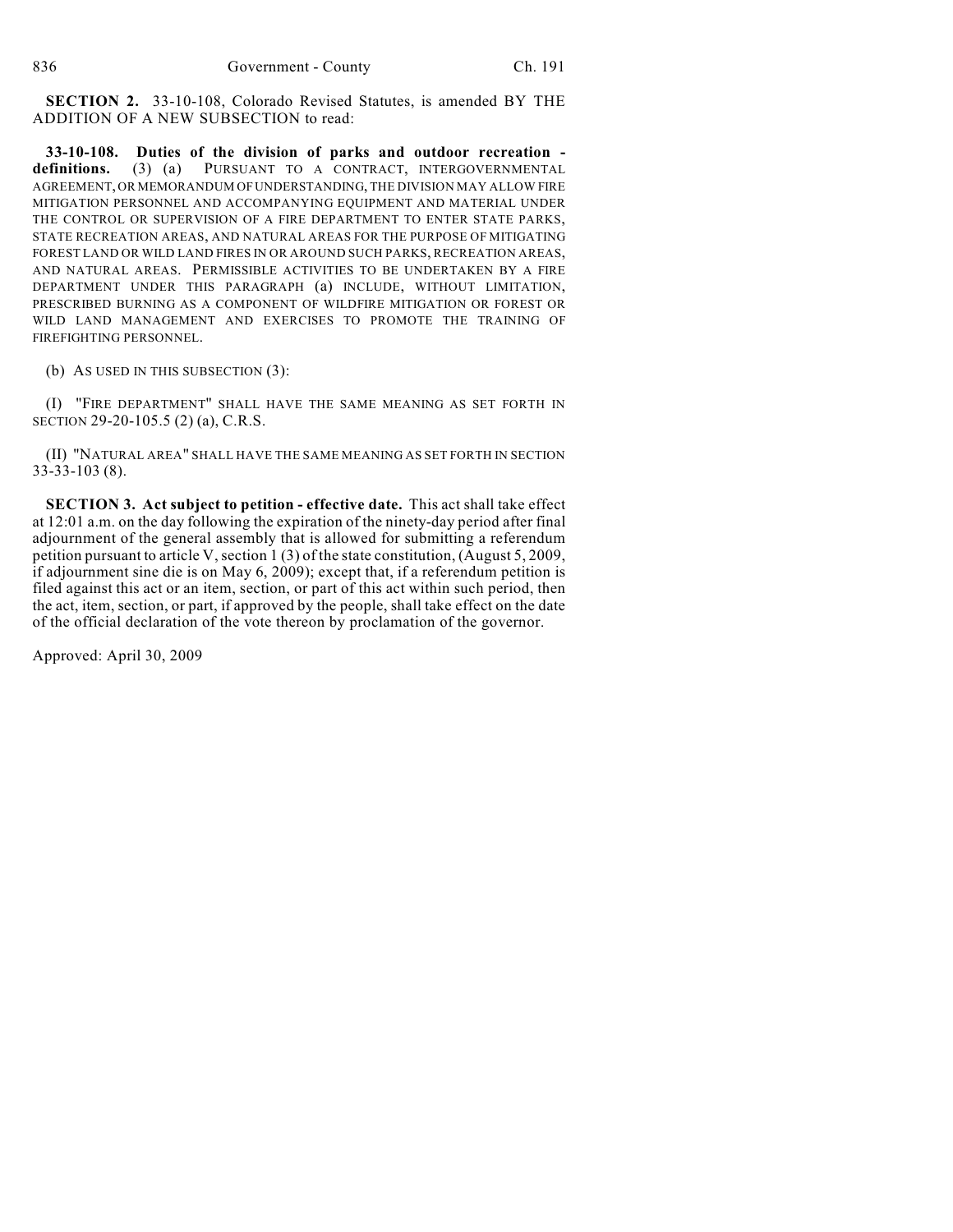**SECTION 2.** 33-10-108, Colorado Revised Statutes, is amended BY THE ADDITION OF A NEW SUBSECTION to read:

**33-10-108. Duties of the division of parks and outdoor recreation - definitions.** (3) (a) PURSUANT TO A CONTRACT, INTERGOVERNMENTAL AGREEMENT, OR MEMORANDUM OF UNDERSTANDING, THE DIVISION MAY ALLOW FIRE MITIGATION PERSONNEL AND ACCOMPANYING EQUIPMENT AND MATERIAL UNDER THE CONTROL OR SUPERVISION OF A FIRE DEPARTMENT TO ENTER STATE PARKS, STATE RECREATION AREAS, AND NATURAL AREAS FOR THE PURPOSE OF MITIGATING FOREST LAND OR WILD LAND FIRES IN OR AROUND SUCH PARKS, RECREATION AREAS, AND NATURAL AREAS. PERMISSIBLE ACTIVITIES TO BE UNDERTAKEN BY A FIRE DEPARTMENT UNDER THIS PARAGRAPH (a) INCLUDE, WITHOUT LIMITATION, PRESCRIBED BURNING AS A COMPONENT OF WILDFIRE MITIGATION OR FOREST OR WILD LAND MANAGEMENT AND EXERCISES TO PROMOTE THE TRAINING OF FIREFIGHTING PERSONNEL.

(b) AS USED IN THIS SUBSECTION (3):

(I) "FIRE DEPARTMENT" SHALL HAVE THE SAME MEANING AS SET FORTH IN SECTION 29-20-105.5 (2) (a), C.R.S.

(II) "NATURAL AREA" SHALL HAVE THE SAME MEANING AS SET FORTH IN SECTION 33-33-103 (8).

**SECTION 3. Act subject to petition - effective date.** This act shall take effect at 12:01 a.m. on the day following the expiration of the ninety-day period after final adjournment of the general assembly that is allowed for submitting a referendum petition pursuant to article V, section 1 (3) of the state constitution, (August 5, 2009, if adjournment sine die is on May 6, 2009); except that, if a referendum petition is filed against this act or an item, section, or part of this act within such period, then the act, item, section, or part, if approved by the people, shall take effect on the date of the official declaration of the vote thereon by proclamation of the governor.

Approved: April 30, 2009